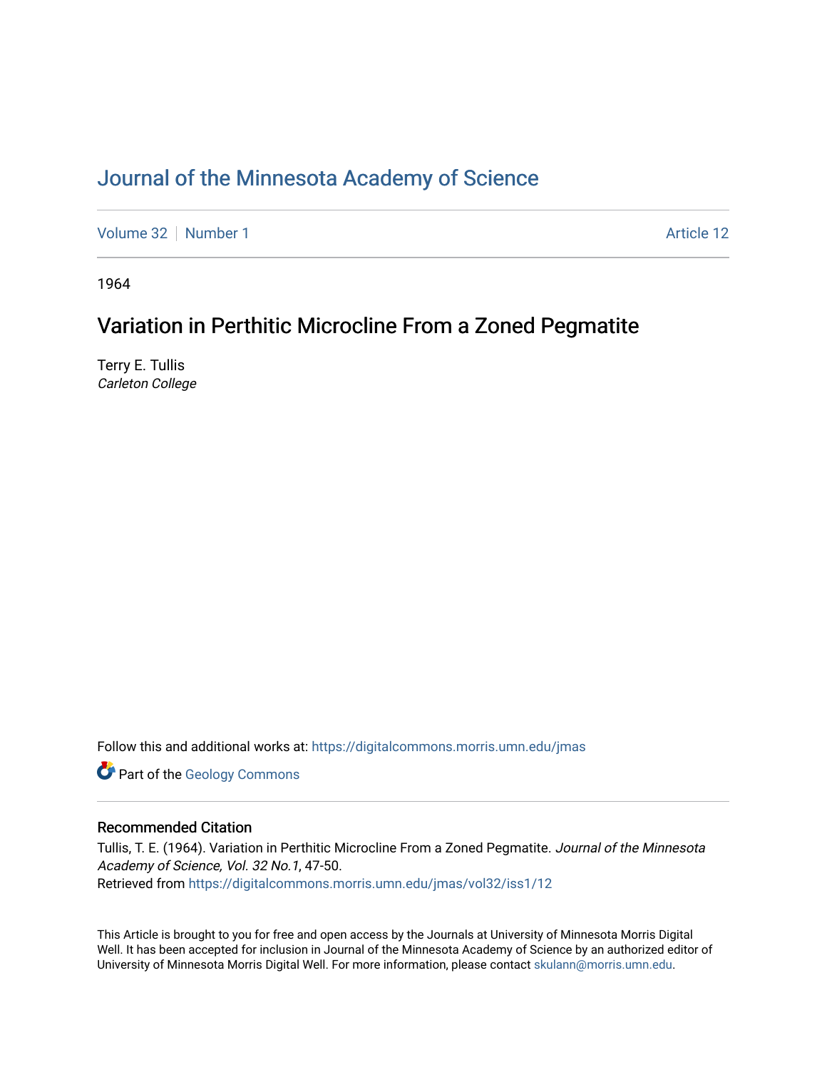# Journal of the Minnesota Academy of Science

Volume 32 | Number 1 | Article 12

1964

## Variation in Perthitic Microcline From a Zoned Pegmatite

Terry E. Tullis
*Carleton College*

Follow this and additional works at: https://digitalcommons.morris.umn.edu/jmas

Part of the Geology Commons

### Recommended Citation

Tullis, T. E. (1964). Variation in Perthitic Microcline From a Zoned Pegmatite. *Journal of the Minnesota Academy of Science, Vol. 32 No.1*, 47-50.
Retrieved from https://digitalcommons.morris.umn.edu/jmas/vol32/iss1/12

This Article is brought to you for free and open access by the Journals at University of Minnesota Morris Digital Well. It has been accepted for inclusion in Journal of the Minnesota Academy of Science by an authorized editor of University of Minnesota Morris Digital Well. For more information, please contact skulann@morris.umn.edu.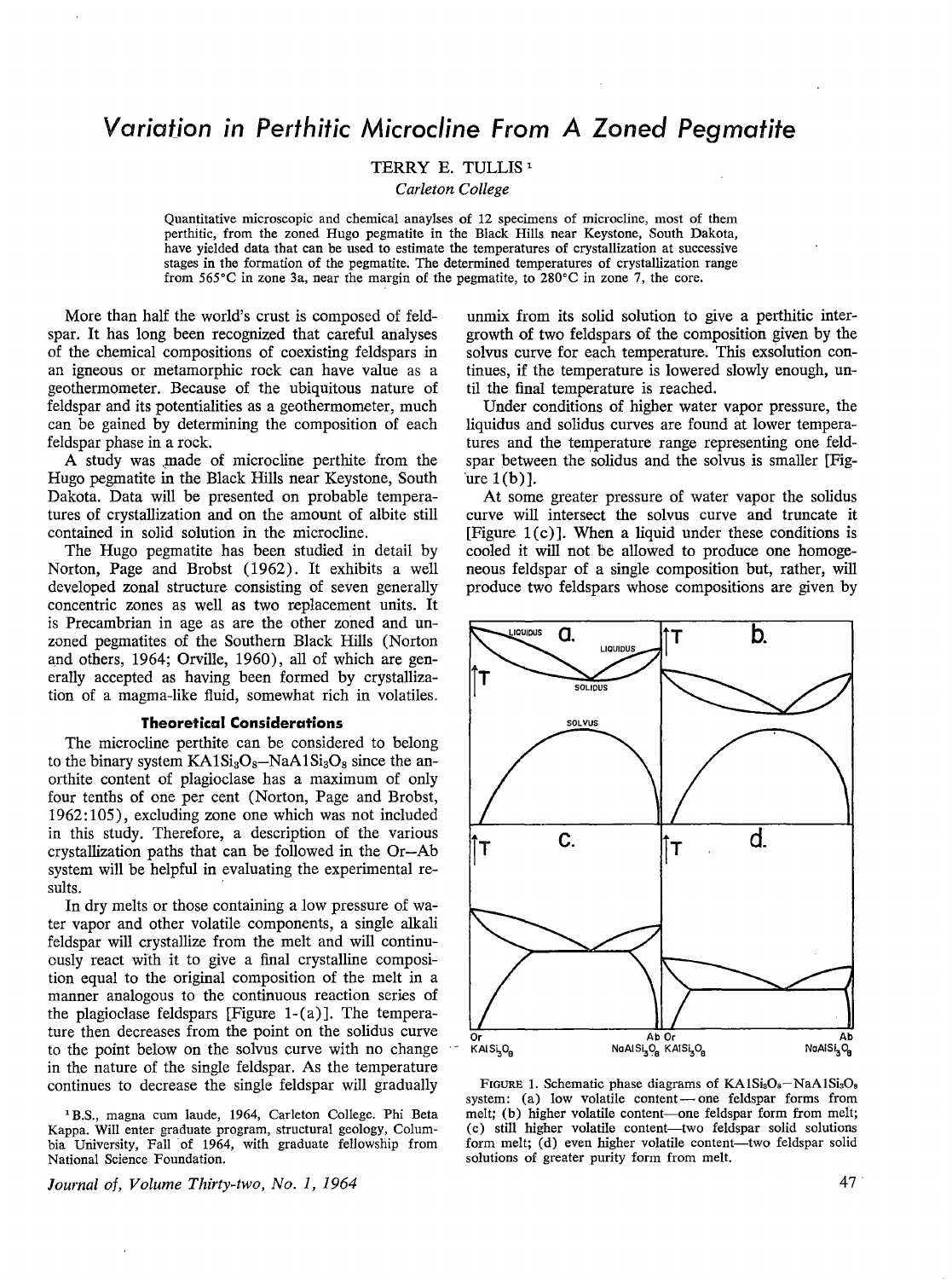# Variation in Perthitic Microcline From A Zoned Pegmatite

TERRY E. TULLIS [1]

*Carleton College*

Quantitative microscopic and chemical anaylses of 12 specimens of microcline, most of them perthitic, from the zoned Hugo pegmatite in the Black Hills near Keystone, South Dakota, have yielded data that can be used to estimate the temperatures of crystallization at successive stages in the formation of the pegmatite. The determined temperatures of crystallization range from 565°C in zone 3a, near the margin of the pegmatite, to 280°C in zone 7, the core.

More than half the world's crust is composed of feldspar. It has long been recognized that careful analyses of the chemical compositions of coexisting feldspars in an igneous or metamorphic rock can have value as a geothermometer. Because of the ubiquitous nature of feldspar and its potentialities as a geothermometer, much can be gained by determining the composition of each feldspar phase in a rock.

A study was made of microcline perthite from the Hugo pegmatite in the Black Hills near Keystone, South Dakota. Data will be presented on probable temperatures of crystallization and on the amount of albite still contained in solid solution in the microcline.

The Hugo pegmatite has been studied in detail by Norton, Page and Brobst (1962). It exhibits a well developed zonal structure consisting of seven generally concentric zones as well as two replacement units. It is Precambrian in age as are the other zoned and unzoned pegmatites of the Southern Black Hills (Norton and others, 1964; Orville, 1960), all of which are generally accepted as having been formed by crystallization of a magma-like fluid, somewhat rich in volatiles.

### Theoretical Considerations

The microcline perthite can be considered to belong to the binary system $KAlSi_3O_8$–$NaAlSi_3O_8$ since the anorthite content of plagioclase has a maximum of only four tenths of one per cent (Norton, Page and Brobst, 1962:105), excluding zone one which was not included in this study. Therefore, a description of the various crystallization paths that can be followed in the Or–Ab system will be helpful in evaluating the experimental results.

In dry melts or those containing a low pressure of water vapor and other volatile components, a single alkali feldspar will crystallize from the melt and will continuously react with it to give a final crystalline composition equal to the original composition of the melt in a manner analogous to the continuous reaction series of the plagioclase feldspars [Figure 1-(a)]. The temperature then decreases from the point on the solidus curve to the point below on the solvus curve with no change in the nature of the single feldspar. As the temperature continues to decrease the single feldspar will gradually unmix from its solid solution to give a perthitic intergrowth of two feldspars of the composition given by the solvus curve for each temperature. This exsolution continues, if the temperature is lowered slowly enough, until the final temperature is reached.

Under conditions of higher water vapor pressure, the liquidus and solidus curves are found at lower temperatures and the temperature range representing one feldspar between the solidus and the solvus is smaller [Figure 1(b)].

At some greater pressure of water vapor the solidus curve will intersect the solvus curve and truncate it [Figure 1(c)]. When a liquid under these conditions is cooled it will not be allowed to produce one homogeneous feldspar of a single composition but, rather, will produce two feldspars whose compositions are given by

FIGURE 1. Schematic phase diagrams of $KAlSi_3O_8$–$NaAlSi_3O_8$ system: (a) low volatile content — one feldspar forms from melt; (b) higher volatile content—one feldspar form from melt; (c) still higher volatile content—two feldspar solid solutions form melt; (d) even higher volatile content—two feldspar solid solutions of greater purity form from melt.

[1] B.S., magna cum laude, 1964, Carleton College. Phi Beta Kappa. Will enter graduate program, structural geology, Columbia University, Fall of 1964, with graduate fellowship from National Science Foundation.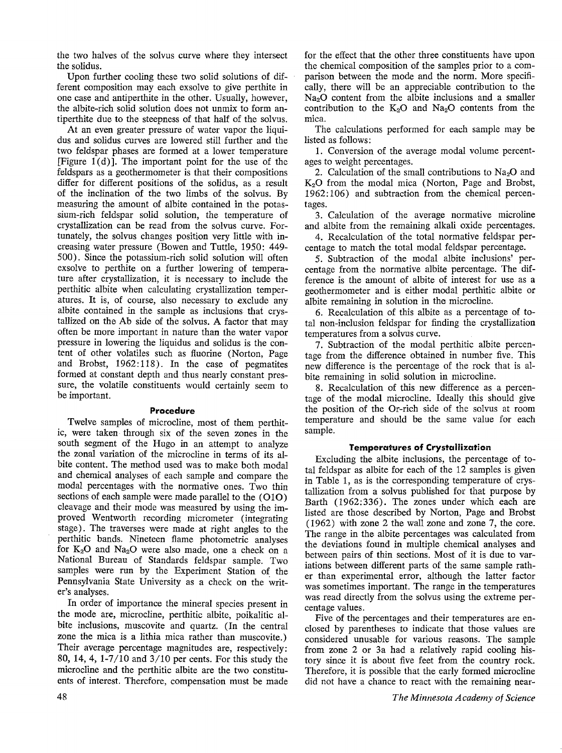the two halves of the solvus curve where they intersect the solidus.

Upon further cooling these two solid solutions of different composition may each exsolve to give perthite in one case and antiperthite in the other. Usually, however, the albite-rich solid solution does not unmix to form antiperthite due to the steepness of that half of the solvus.

At an even greater pressure of water vapor the liquidus and solidus curves are lowered still further and the two feldspar phases are formed at a lower temperature [Figure 1(d)]. The important point for the use of the feldspars as a geothermometer is that their compositions differ for different positions of the solidus, as a result of the inclination of the two limbs of the solvus. By measuring the amount of albite contained in the potassium-rich feldspar solid solution, the temperature of crystallization can be read from the solvus curve. Fortunately, the solvus changes position very little with increasing water pressure (Bowen and Tuttle, 1950: 449-500). Since the potassium-rich solid solution will often exsolve to perthite on a further lowering of temperature after crystallization, it is necessary to include the perthitic albite when calculating crystallization temperatures. It is, of course, also necessary to exclude any albite contained in the sample as inclusions that crystallized on the Ab side of the solvus. A factor that may often be more important in nature than the water vapor pressure in lowering the liquidus and solidus is the content of other volatiles such as fluorine (Norton, Page and Brobst, 1962:118). In the case of pegmatites formed at constant depth and thus nearly constant pressure, the volatile constituents would certainly seem to be important.

### Procedure

Twelve samples of microcline, most of them perthitic, were taken through six of the seven zones in the south segment of the Hugo in an attempt to analyze the zonal variation of the microcline in terms of its albite content. The method used was to make both modal and chemical analyses of each sample and compare the modal percentages with the normative ones. Two thin sections of each sample were made parallel to the (010) cleavage and their mode was measured by using the improved Wentworth recording micrometer (integrating stage). The traverses were made at right angles to the perthitic bands. Nineteen flame photometric analyses for $K_2O$ and $Na_2O$ were also made, one a check on a National Bureau of Standards feldspar sample. Two samples were run by the Experiment Station of the Pennsylvania State University as a check on the writer's analyses.

In order of importance the mineral species present in the mode are, microcline, perthitic albite, poikalitic albite inclusions, muscovite and quartz. (In the central zone the mica is a lithia mica rather than muscovite.) Their average percentage magnitudes are, respectively: 80, 14, 4, 1-7/10 and 3/10 per cents. For this study the microcline and the perthitic albite are the two constituents of interest. Therefore, compensation must be made for the effect that the other three constituents have upon the chemical composition of the samples prior to a comparison between the mode and the norm. More specifically, there will be an appreciable contribution to the $Na_2O$ content from the albite inclusions and a smaller contribution to the $K_2O$ and $Na_2O$ contents from the mica.

The calculations performed for each sample may be listed as follows:

1. Conversion of the average modal volume percentages to weight percentages.
2. Calculation of the small contributions to $Na_2O$ and $K_2O$ from the modal mica (Norton, Page and Brobst, 1962:106) and subtraction from the chemical percentages.
3. Calculation of the average normative microline and albite from the remaining alkali oxide percentages.
4. Recalculation of the total normative feldspar percentage to match the total modal feldspar percentage.
5. Subtraction of the modal albite inclusions' percentage from the normative albite percentage. The difference is the amount of albite of interest for use as a geothermometer and is either modal perthitic albite or albite remaining in solution in the microcline.
6. Recalculation of this albite as a percentage of total non-inclusion feldspar for finding the crystallization temperatures from a solvus curve.
7. Subtraction of the modal perthitic albite percentage from the difference obtained in number five. This new difference is the percentage of the rock that is albite remaining in solid solution in microcline.
8. Recalculation of this new difference as a percentage of the modal microcline. Ideally this should give the position of the Or-rich side of the solvus at room temperature and should be the same value for each sample.

### Temperatures of Crystallization

Excluding the albite inclusions, the percentage of total feldspar as albite for each of the 12 samples is given in Table 1, as is the corresponding temperature of crystallization from a solvus published for that purpose by Barth (1962:336). The zones under which each are listed are those described by Norton, Page and Brobst (1962) with zone 2 the wall zone and zone 7, the core. The range in the albite percentages was calculated from the deviations found in multiple chemical analyses and between pairs of thin sections. Most of it is due to variations between different parts of the same sample rather than experimental error, although the latter factor was sometimes important. The range in the temperatures was read directly from the solvus using the extreme percentage values.

Five of the percentages and their temperatures are enclosed by parentheses to indicate that those values are considered unusable for various reasons. The sample from zone 2 or 3a had a relatively rapid cooling history since it is about five feet from the country rock. Therefore, it is possible that the early formed microcline did not have a chance to react with the remaining near-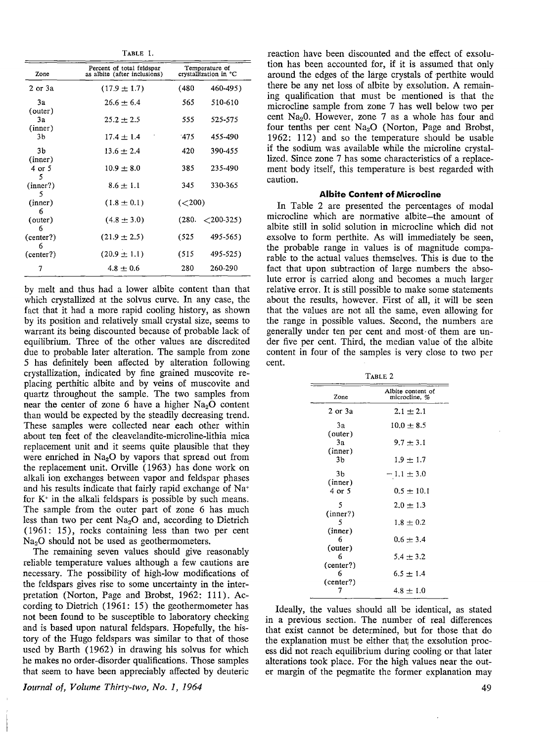TABLE 1.

| Zone | Percent of total feldspar as albite (after inclusions) | Temperature of crystallization in °C | |
|---|---|---|---|
| 2 or 3a | (17.9 ± 1.7) | (480 | 460-495) |
| 3a (outer) | 26.6 ± 6.4 | 565 | 510-610 |
| 3a (inner) | 25.2 ± 2.5 | 555 | 525-575 |
| 3b | 17.4 ± 1.4 | 475 | 455-490 |
| 3b (inner) | 13.6 ± 2.4 | 420 | 390-455 |
| 4 or 5 | 10.9 ± 8.0 | 385 | 235-490 |
| 5 (inner?) | 8.6 ± 1.1 | 345 | 330-365 |
| 5 (inner) | (1.8 ± 0.1) | (<200) | |
| 6 (outer) | (4.8 ± 3.0) | (280. | <200-325) |
| 6 (center?) | (21.9 ± 2.5) | (525 | 495-565) |
| 6 (center?) | (20.9 ± 1.1) | (515 | 495-525) |
| 7 | 4.8 ± 0.6 | 280 | 260-290 |

by melt and thus had a lower albite content than that which crystallized at the solvus curve. In any case, the fact that it had a more rapid cooling history, as shown by its position and relatively small crystal size, seems to warrant its being discounted because of probable lack of equilibrium. Three of the other values are discredited due to probable later alteration. The sample from zone 5 has definitely been affected by alteration following crystallization, indicated by fine grained muscovite replacing perthitic albite and by veins of muscovite and quartz throughout the sample. The two samples from near the center of zone 6 have a higher $Na_2O$ content than would be expected by the steadily decreasing trend. These samples were collected near each other within about ten feet of the cleavelandite-microline-lithia mica replacement unit and it seems quite plausible that they were enriched in $Na_2O$ by vapors that spread out from the replacement unit. Orville (1963) has done work on alkali ion exchanges between vapor and feldspar phases and his results indicate that fairly rapid exchange of $Na^+$ for $K^+$ in the alkali feldspars is possible by such means. The sample from the outer part of zone 6 has much less than two per cent $Na_2O$ and, according to Dietrich (1961: 15), rocks containing less than two per cent $Na_2O$ should not be used as geothermometers.

The remaining seven values should give reasonably reliable temperature values although a few cautions are necessary. The possibility of high-low modifications of the feldspars gives rise to some uncertainty in the interpretation (Norton, Page and Brobst, 1962: 111). According to Dietrich (1961: 15) the geothermometer has not been found to be susceptible to laboratory checking and is based upon natural feldspars. Hopefully, the history of the Hugo feldspars was similar to that of those used by Barth (1962) in drawing his solvus for which he makes no order-disorder qualifications. Those samples that seem to have been appreciably affected by deuteric reaction have been discounted and the effect of exsolution has been accounted for, if it is assumed that only around the edges of the large crystals of perthite would there be any net loss of albite by exsolution. A remaining qualification that must be mentioned is that the microcline sample from zone 7 has well below two per cent $Na_2O$. However, zone 7 as a whole has four and four tenths per cent $Na_2O$ (Norton, Page and Brobst, 1962: 112) and so the temperature should be usable if the sodium was available while the microline crystallized. Since zone 7 has some characteristics of a replacement body itself, this temperature is best regarded with caution.

### Albite Content of Microcline

In Table 2 are presented the percentages of modal microcline which are normative albite—the amount of albite still in solid solution in microcline which did not exsolve to form perthite. As will immediately be seen, the probable range in values is of magnitude comparable to the actual values themselves. This is due to the fact that upon subtraction of large numbers the absolute error is carried along and becomes a much larger relative error. It is still possible to make some statements about the results, however. First of all, it will be seen that the values are not all the same, even allowing for the range in possible values. Second, the numbers are generally under ten per cent and most of them are under five per cent. Third, the median value of the albite content in four of the samples is very close to two per cent.

TABLE 2

| Zone | Albite content of microcline, % |
|---|---|
| 2 or 3a | 2.1 ± 2.1 |
| 3a (outer) | 10.0 ± 8.5 |
| 3a (inner) | 9.7 ± 3.1 |
| 3b | 1.9 ± 1.7 |
| 3b (inner) | −1.1 ± 3.0 |
| 4 or 5 | 0.5 ± 10.1 |
| 5 (inner?) | 2.0 ± 1.3 |
| 5 (inner) | 1.8 ± 0.2 |
| 6 (outer) | 0.6 ± 3.4 |
| 6 (center?) | 5.4 ± 3.2 |
| 6 (center?) | 6.5 ± 1.4 |
| 7 | 4.8 ± 1.0 |

Ideally, the values should all be identical, as stated in a previous section. The number of real differences that exist cannot be determined, but for those that do the explanation must be either that the exsolution process did not reach equilibrium during cooling or that later alterations took place. For the high values near the outer margin of the pegmatite the former explanation may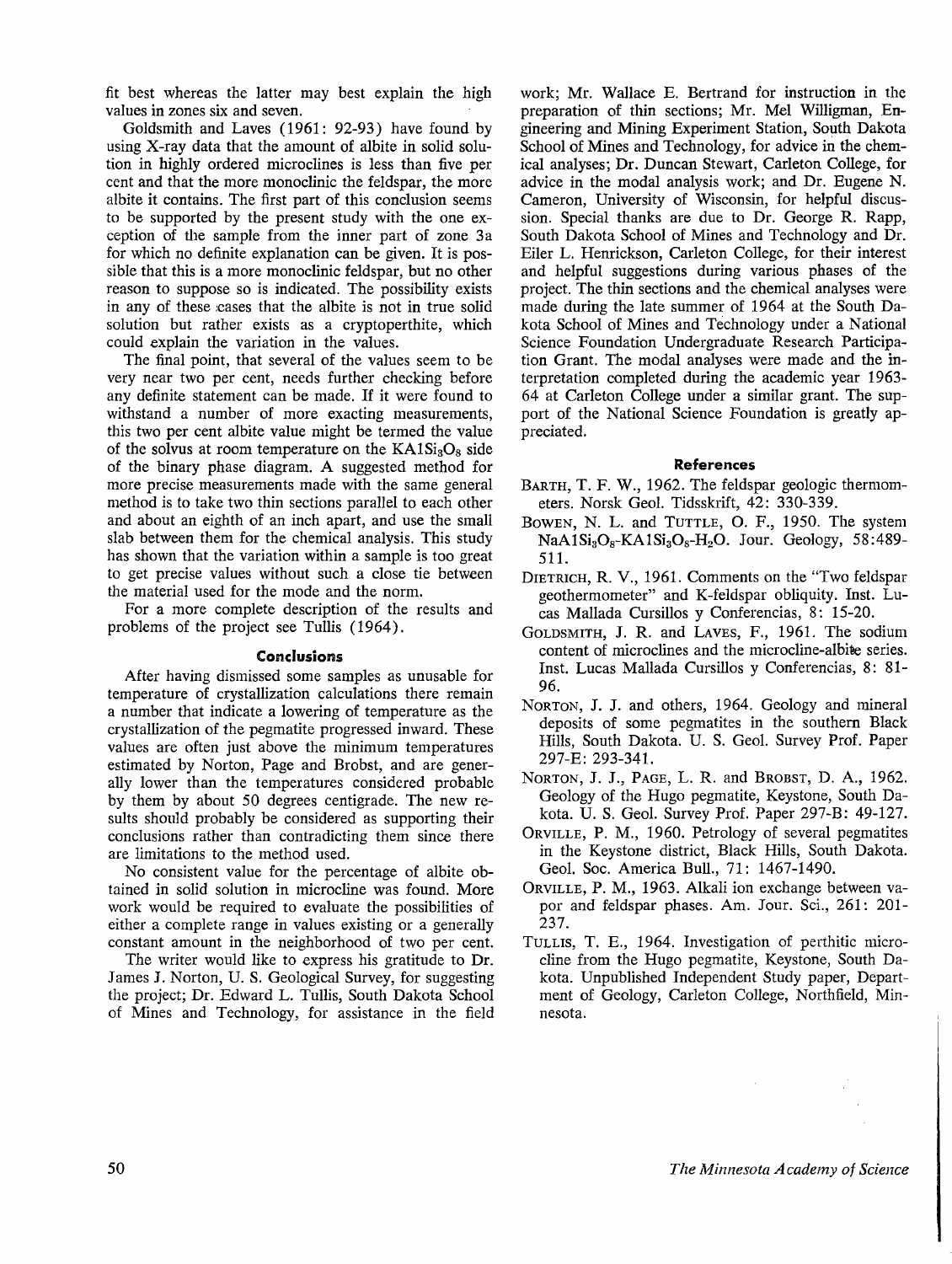fit best whereas the latter may best explain the high values in zones six and seven.

Goldsmith and Laves (1961: 92-93) have found by using X-ray data that the amount of albite in solid solution in highly ordered microclines is less than five per cent and that the more monoclinic the feldspar, the more albite it contains. The first part of this conclusion seems to be supported by the present study with the one exception of the sample from the inner part of zone 3a for which no definite explanation can be given. It is possible that this is a more monoclinic feldspar, but no other reason to suppose so is indicated. The possibility exists in any of these cases that the albite is not in true solid solution but rather exists as a cryptoperthite, which could explain the variation in the values.

The final point, that several of the values seem to be very near two per cent, needs further checking before any definite statement can be made. If it were found to withstand a number of more exacting measurements, this two per cent albite value might be termed the value of the solvus at room temperature on the $KAlSi_3O_8$ side of the binary phase diagram. A suggested method for more precise measurements made with the same general method is to take two thin sections parallel to each other and about an eighth of an inch apart, and use the small slab between them for the chemical analysis. This study has shown that the variation within a sample is too great to get precise values without such a close tie between the material used for the mode and the norm.

For a more complete description of the results and problems of the project see Tullis (1964).

### Conclusions

After having dismissed some samples as unusable for temperature of crystallization calculations there remain a number that indicate a lowering of temperature as the crystallization of the pegmatite progressed inward. These values are often just above the minimum temperatures estimated by Norton, Page and Brobst, and are generally lower than the temperatures considered probable by them by about 50 degrees centigrade. The new results should probably be considered as supporting their conclusions rather than contradicting them since there are limitations to the method used.

No consistent value for the percentage of albite obtained in solid solution in microcline was found. More work would be required to evaluate the possibilities of either a complete range in values existing or a generally constant amount in the neighborhood of two per cent.

The writer would like to express his gratitude to Dr. James J. Norton, U. S. Geological Survey, for suggesting the project; Dr. Edward L. Tullis, South Dakota School of Mines and Technology, for assistance in the field work; Mr. Wallace E. Bertrand for instruction in the preparation of thin sections; Mr. Mel Willigman, Engineering and Mining Experiment Station, South Dakota School of Mines and Technology, for advice in the chemical analyses; Dr. Duncan Stewart, Carleton College, for advice in the modal analysis work; and Dr. Eugene N. Cameron, University of Wisconsin, for helpful discussion. Special thanks are due to Dr. George R. Rapp, South Dakota School of Mines and Technology and Dr. Eiler L. Henrickson, Carleton College, for their interest and helpful suggestions during various phases of the project. The thin sections and the chemical analyses were made during the late summer of 1964 at the South Dakota School of Mines and Technology under a National Science Foundation Undergraduate Research Participation Grant. The modal analyses were made and the interpretation completed during the academic year 1963-64 at Carleton College under a similar grant. The support of the National Science Foundation is greatly appreciated.

### References

BARTH, T. F. W., 1962. The feldspar geologic thermometers. Norsk Geol. Tidsskrift, 42: 330-339.

BOWEN, N. L. and TUTTLE, O. F., 1950. The system $NaAlSi_3O_8$-$KAlSi_3O_8$-$H_2O$. Jour. Geology, 58:489-511.

DIETRICH, R. V., 1961. Comments on the "Two feldspar geothermometer" and K-feldspar obliquity. Inst. Lucas Mallada Cursillos y Conferencias, 8: 15-20.

GOLDSMITH, J. R. and LAVES, F., 1961. The sodium content of microclines and the microcline-albite series. Inst. Lucas Mallada Cursillos y Conferencias, 8: 81-96.

NORTON, J. J. and others, 1964. Geology and mineral deposits of some pegmatites in the southern Black Hills, South Dakota. U. S. Geol. Survey Prof. Paper 297-E: 293-341.

NORTON, J. J., PAGE, L. R. and BROBST, D. A., 1962. Geology of the Hugo pegmatite, Keystone, South Dakota. U. S. Geol. Survey Prof. Paper 297-B: 49-127.

ORVILLE, P. M., 1960. Petrology of several pegmatites in the Keystone district, Black Hills, South Dakota. Geol. Soc. America Bull., 71: 1467-1490.

ORVILLE, P. M., 1963. Alkali ion exchange between vapor and feldspar phases. Am. Jour. Sci., 261: 201-237.

TULLIS, T. E., 1964. Investigation of perthitic microcline from the Hugo pegmatite, Keystone, South Dakota. Unpublished Independent Study paper, Department of Geology, Carleton College, Northfield, Minnesota.